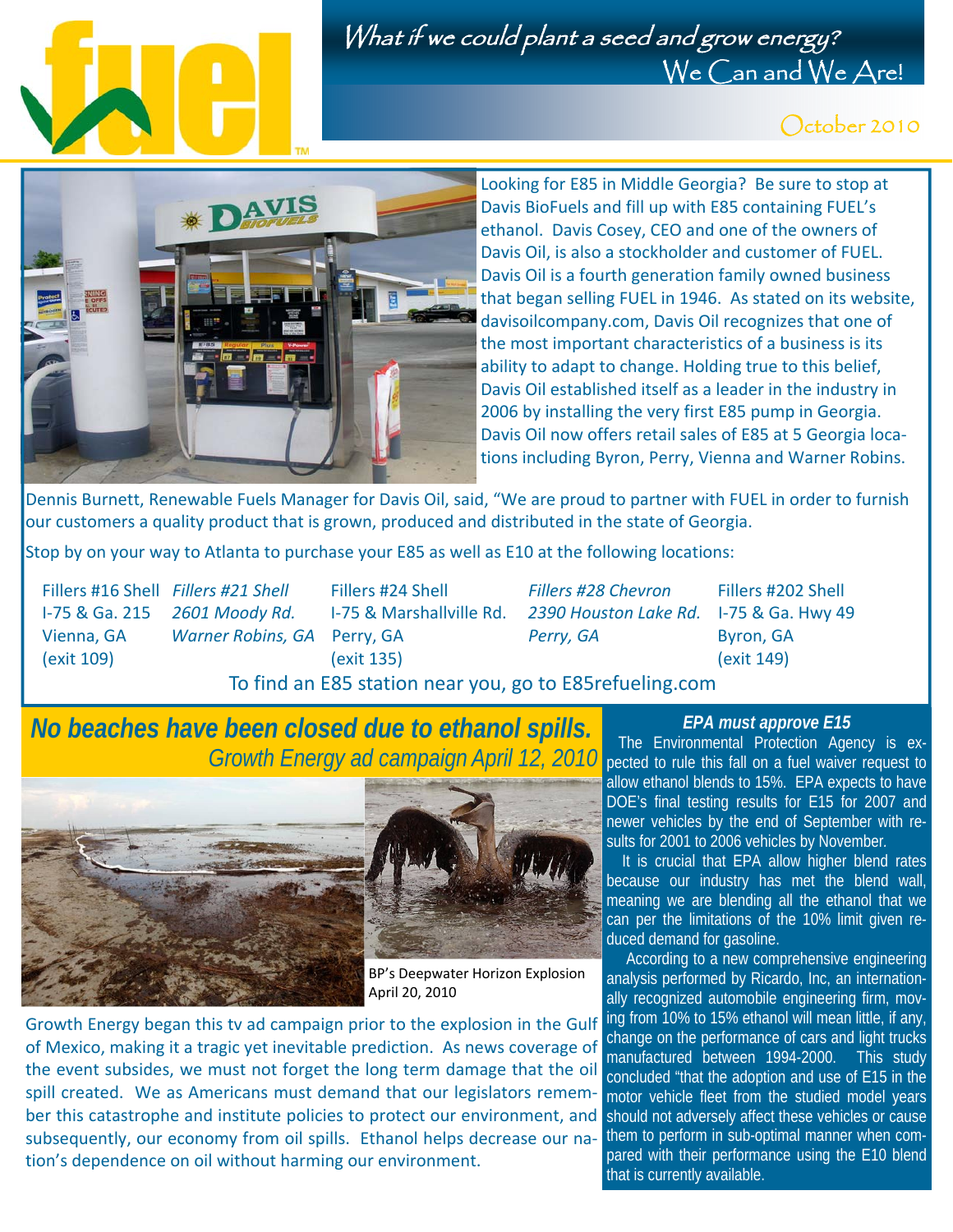# fuel

*What if we could plant a seed and grow energy?*
We Can and We Are!

October 2010

Looking for E85 in Middle Georgia? Be sure to stop at Davis BioFuels and fill up with E85 containing FUEL's ethanol. Davis Cosey, CEO and one of the owners of Davis Oil, is also a stockholder and customer of FUEL. Davis Oil is a fourth generation family owned business that began selling FUEL in 1946. As stated on its website, davisoilcompany.com, Davis Oil recognizes that one of the most important characteristics of a business is its ability to adapt to change. Holding true to this belief, Davis Oil established itself as a leader in the industry in 2006 by installing the very first E85 pump in Georgia. Davis Oil now offers retail sales of E85 at 5 Georgia locations including Byron, Perry, Vienna and Warner Robins.

Dennis Burnett, Renewable Fuels Manager for Davis Oil, said, "We are proud to partner with FUEL in order to furnish our customers a quality product that is grown, produced and distributed in the state of Georgia.

Stop by on your way to Atlanta to purchase your E85 as well as E10 at the following locations:

| Fillers #16 Shell | *Fillers #21 Shell* | Fillers #24 Shell | *Fillers #28 Chevron* | Fillers #202 Shell |
|---|---|---|---|---|
| I-75 & Ga. 215 | *2601 Moody Rd.* | I-75 & Marshallville Rd. | *2390 Houston Lake Rd.* | I-75 & Ga. Hwy 49 |
| Vienna, GA | *Warner Robins, GA* | Perry, GA | *Perry, GA* | Byron, GA |
| (exit 109) | | (exit 135) | | (exit 149) |

To find an E85 station near you, go to E85refueling.com

## *No beaches have been closed due to ethanol spills.*

*Growth Energy ad campaign April 12, 2010*

BP's Deepwater Horizon Explosion
April 20, 2010

Growth Energy began this tv ad campaign prior to the explosion in the Gulf of Mexico, making it a tragic yet inevitable prediction. As news coverage of the event subsides, we must not forget the long term damage that the oil spill created. We as Americans must demand that our legislators remember this catastrophe and institute policies to protect our environment, and subsequently, our economy from oil spills. Ethanol helps decrease our nation's dependence on oil without harming our environment.

### *EPA must approve E15*

The Environmental Protection Agency is expected to rule this fall on a fuel waiver request to allow ethanol blends to 15%. EPA expects to have DOE's final testing results for E15 for 2007 and newer vehicles by the end of September with results for 2001 to 2006 vehicles by November.

It is crucial that EPA allow higher blend rates because our industry has met the blend wall, meaning we are blending all the ethanol that we can per the limitations of the 10% limit given reduced demand for gasoline.

According to a new comprehensive engineering analysis performed by Ricardo, Inc, an internationally recognized automobile engineering firm, moving from 10% to 15% ethanol will mean little, if any, change on the performance of cars and light trucks manufactured between 1994-2000. This study concluded "that the adoption and use of E15 in the motor vehicle fleet from the studied model years should not adversely affect these vehicles or cause them to perform in sub-optimal manner when compared with their performance using the E10 blend that is currently available.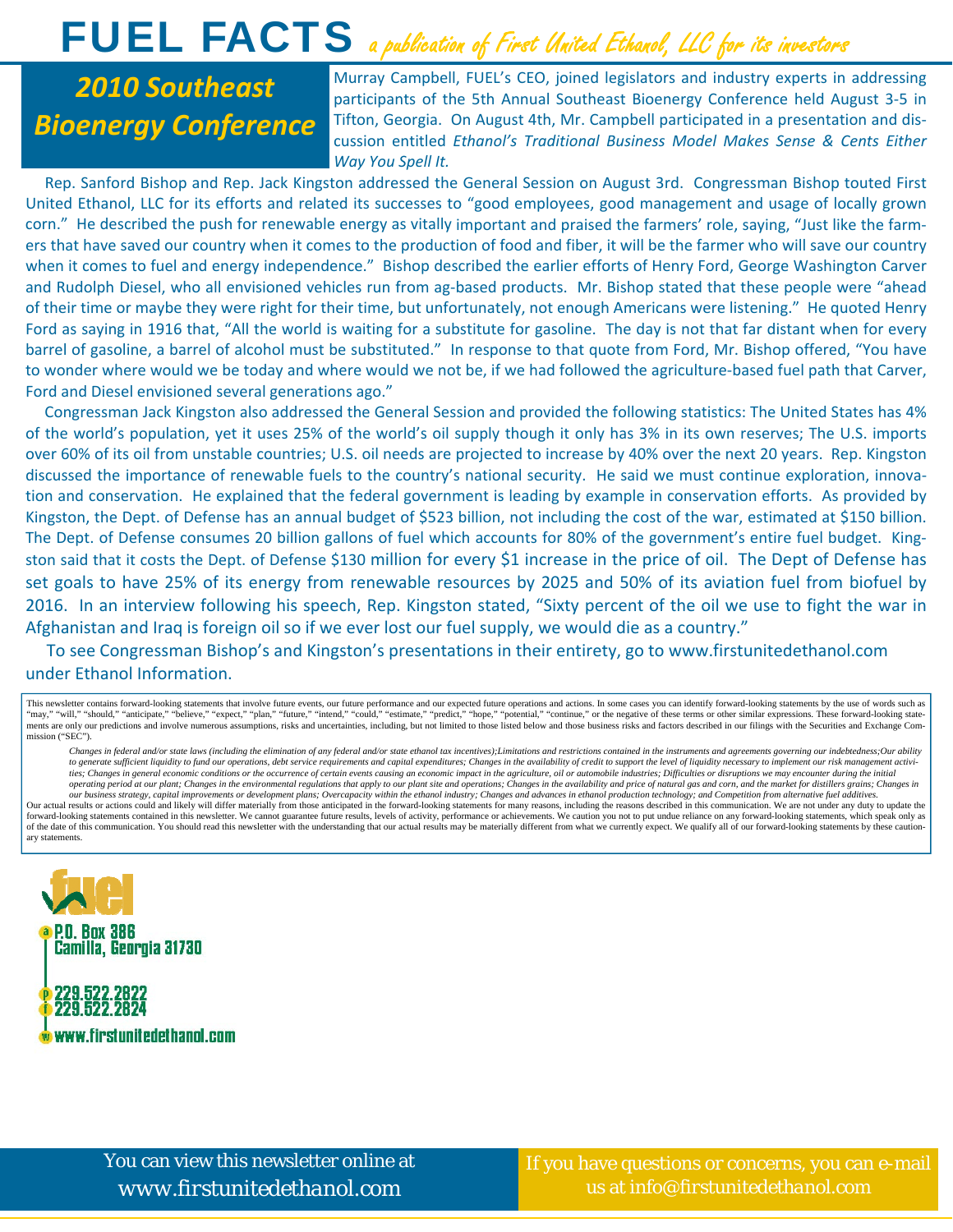# FUEL FACTS *a publication of First United Ethanol, LLC for its investors*

## *2010 Southeast Bioenergy Conference*

Murray Campbell, FUEL's CEO, joined legislators and industry experts in addressing participants of the 5th Annual Southeast Bioenergy Conference held August 3-5 in Tifton, Georgia. On August 4th, Mr. Campbell participated in a presentation and discussion entitled *Ethanol's Traditional Business Model Makes Sense & Cents Either Way You Spell It.*

Rep. Sanford Bishop and Rep. Jack Kingston addressed the General Session on August 3rd. Congressman Bishop touted First United Ethanol, LLC for its efforts and related its successes to "good employees, good management and usage of locally grown corn." He described the push for renewable energy as vitally important and praised the farmers' role, saying, "Just like the farmers that have saved our country when it comes to the production of food and fiber, it will be the farmer who will save our country when it comes to fuel and energy independence." Bishop described the earlier efforts of Henry Ford, George Washington Carver and Rudolph Diesel, who all envisioned vehicles run from ag-based products. Mr. Bishop stated that these people were "ahead of their time or maybe they were right for their time, but unfortunately, not enough Americans were listening." He quoted Henry Ford as saying in 1916 that, "All the world is waiting for a substitute for gasoline. The day is not that far distant when for every barrel of gasoline, a barrel of alcohol must be substituted." In response to that quote from Ford, Mr. Bishop offered, "You have to wonder where would we be today and where would we not be, if we had followed the agriculture-based fuel path that Carver, Ford and Diesel envisioned several generations ago."

Congressman Jack Kingston also addressed the General Session and provided the following statistics: The United States has 4% of the world's population, yet it uses 25% of the world's oil supply though it only has 3% in its own reserves; The U.S. imports over 60% of its oil from unstable countries; U.S. oil needs are projected to increase by 40% over the next 20 years. Rep. Kingston discussed the importance of renewable fuels to the country's national security. He said we must continue exploration, innovation and conservation. He explained that the federal government is leading by example in conservation efforts. As provided by Kingston, the Dept. of Defense has an annual budget of $523 billion, not including the cost of the war, estimated at $150 billion. The Dept. of Defense consumes 20 billion gallons of fuel which accounts for 80% of the government's entire fuel budget. Kingston said that it costs the Dept. of Defense $130 million for every $1 increase in the price of oil. The Dept of Defense has set goals to have 25% of its energy from renewable resources by 2025 and 50% of its aviation fuel from biofuel by 2016. In an interview following his speech, Rep. Kingston stated, "Sixty percent of the oil we use to fight the war in Afghanistan and Iraq is foreign oil so if we ever lost our fuel supply, we would die as a country."

To see Congressman Bishop's and Kingston's presentations in their entirety, go to www.firstunitedethanol.com under Ethanol Information.

This newsletter contains forward-looking statements that involve future events, our future performance and our expected future operations and actions. In some cases you can identify forward-looking statements by the use of words such as "may," "will," "should," "anticipate," "believe," "expect," "plan," "future," "intend," "could," "estimate," "predict," "hope," "potential," "continue," or the negative of these terms or other similar expressions. These forward-looking statements are only our predictions and involve numerous assumptions, risks and uncertainties, including, but not limited to those listed below and those business risks and factors described in our filings with the Securities and Exchange Commission ("SEC").

*Changes in federal and/or state laws (including the elimination of any federal and/or state ethanol tax incentives);Limitations and restrictions contained in the instruments and agreements governing our indebtedness;Our ability to generate sufficient liquidity to fund our operations, debt service requirements and capital expenditures; Changes in the availability of credit to support the level of liquidity necessary to implement our risk management activities; Changes in general economic conditions or the occurrence of certain events causing an economic impact in the agriculture, oil or automobile industries; Difficulties or disruptions we may encounter during the initial operating period at our plant; Changes in the environmental regulations that apply to our plant site and operations; Changes in the availability and price of natural gas and corn, and the market for distillers grains; Changes in our business strategy, capital improvements or development plans; Overcapacity within the ethanol industry; Changes and advances in ethanol production technology; and Competition from alternative fuel additives.*

Our actual results or actions could and likely will differ materially from those anticipated in the forward-looking statements for many reasons, including the reasons described in this communication. We are not under any duty to update the forward-looking statements contained in this newsletter. We cannot guarantee future results, levels of activity, performance or achievements. We caution you not to put undue reliance on any forward-looking statements, which speak only as of the date of this communication. You should read this newsletter with the understanding that our actual results may be materially different from what we currently expect. We qualify all of our forward-looking statements by these cautionary statements.

fuel

a P.O. Box 386
Camilla, Georgia 31730

p 229.522.2822
f 229.522.2824

w www.firstunitedethanol.com

You can view this newsletter online at www.firstunitedethanol.com

If you have questions or concerns, you can e-mail us at info@firstunitedethanol.com